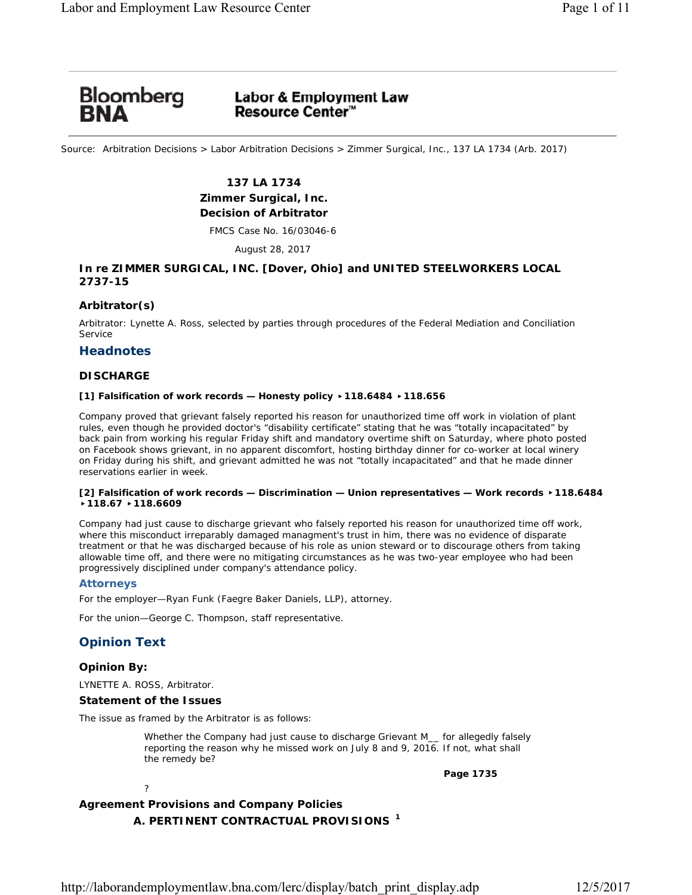Source: Arbitration Decisions > Labor Arbitration Decisions > Zimmer Surgical, Inc., 137 LA 1734 (Arb. 2017)

**137 LA 1734**
**Zimmer Surgical, Inc.**
**Decision of Arbitrator**

FMCS Case No. 16/03046-6

August 28, 2017

**In re ZIMMER SURGICAL, INC. [Dover, Ohio] and UNITED STEELWORKERS LOCAL 2737-15**

### Arbitrator(s)

Arbitrator: Lynette A. Ross, selected by parties through procedures of the Federal Mediation and Conciliation Service

## Headnotes

### DISCHARGE

**[1] Falsification of work records — Honesty policy ▸118.6484 ▸118.656**

Company proved that grievant falsely reported his reason for unauthorized time off work in violation of plant rules, even though he provided doctor's "disability certificate" stating that he was "totally incapacitated" by back pain from working his regular Friday shift and mandatory overtime shift on Saturday, where photo posted on Facebook shows grievant, in no apparent discomfort, hosting birthday dinner for co-worker at local winery on Friday during his shift, and grievant admitted he was not "totally incapacitated" and that he made dinner reservations earlier in week.

**[2] Falsification of work records — Discrimination — Union representatives — Work records ▸118.6484 ▸118.67 ▸118.6609**

Company had just cause to discharge grievant who falsely reported his reason for unauthorized time off work, where this misconduct irreparably damaged managment's trust in him, there was no evidence of disparate treatment or that he was discharged because of his role as union steward or to discourage others from taking allowable time off, and there were no mitigating circumstances as he was two-year employee who had been progressively disciplined under company's attendance policy.

### Attorneys

For the employer—Ryan Funk (Faegre Baker Daniels, LLP), attorney.

For the union—George C. Thompson, staff representative.

## Opinion Text

### Opinion By:

LYNETTE A. ROSS, Arbitrator.

### Statement of the Issues

The issue as framed by the Arbitrator is as follows:

> Whether the Company had just cause to discharge Grievant M__ for allegedly falsely reporting the reason why he missed work on July 8 and 9, 2016. If not, what shall the remedy be?

**Page 1735**

?

### Agreement Provisions and Company Policies

#### A. PERTINENT CONTRACTUAL PROVISIONS [1]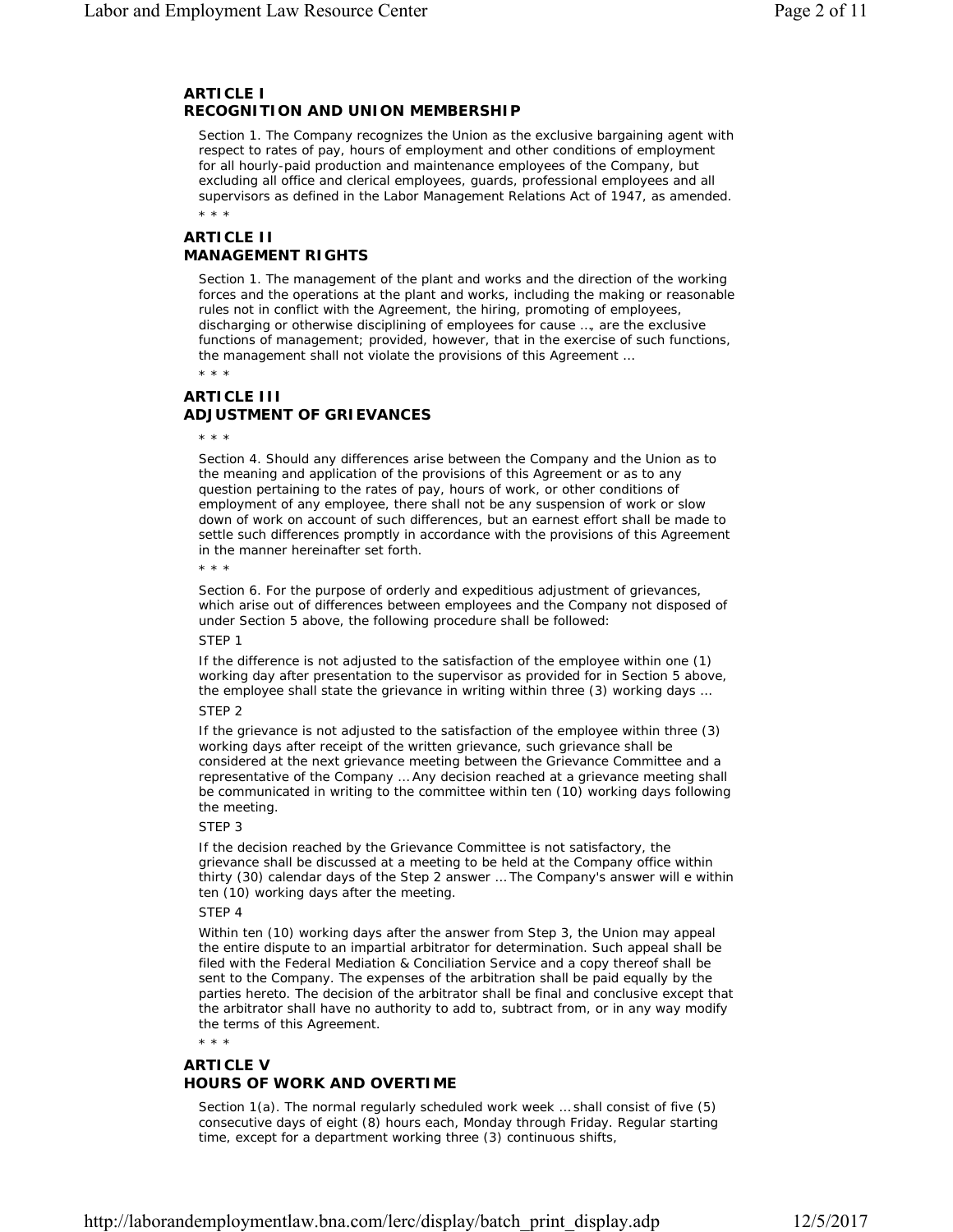## ARTICLE I
## RECOGNITION AND UNION MEMBERSHIP

Section 1. The Company recognizes the Union as the exclusive bargaining agent with respect to rates of pay, hours of employment and other conditions of employment for all hourly-paid production and maintenance employees of the Company, but excluding all office and clerical employees, guards, professional employees and all supervisors as defined in the Labor Management Relations Act of 1947, as amended.

* * *

## ARTICLE II
## MANAGEMENT RIGHTS

Section 1. The management of the plant and works and the direction of the working forces and the operations at the plant and works, including the making or reasonable rules not in conflict with the Agreement, the hiring, promoting of employees, discharging or otherwise disciplining of employees for cause ..., are the exclusive functions of management; provided, however, that in the exercise of such functions, the management shall not violate the provisions of this Agreement ...

* * *

## ARTICLE III
## ADJUSTMENT OF GRIEVANCES

* * *

Section 4. Should any differences arise between the Company and the Union as to the meaning and application of the provisions of this Agreement or as to any question pertaining to the rates of pay, hours of work, or other conditions of employment of any employee, there shall not be any suspension of work or slow down of work on account of such differences, but an earnest effort shall be made to settle such differences promptly in accordance with the provisions of this Agreement in the manner hereinafter set forth.

* * *

Section 6. For the purpose of orderly and expeditious adjustment of grievances, which arise out of differences between employees and the Company not disposed of under Section 5 above, the following procedure shall be followed:

STEP 1

If the difference is not adjusted to the satisfaction of the employee within one (1) working day after presentation to the supervisor as provided for in Section 5 above, the employee shall state the grievance in writing within three (3) working days ...

STEP 2

If the grievance is not adjusted to the satisfaction of the employee within three (3) working days after receipt of the written grievance, such grievance shall be considered at the next grievance meeting between the Grievance Committee and a representative of the Company ... Any decision reached at a grievance meeting shall be communicated in writing to the committee within ten (10) working days following the meeting.

STEP 3

If the decision reached by the Grievance Committee is not satisfactory, the grievance shall be discussed at a meeting to be held at the Company office within thirty (30) calendar days of the Step 2 answer ... The Company's answer will e within ten (10) working days after the meeting.

STEP 4

Within ten (10) working days after the answer from Step 3, the Union may appeal the entire dispute to an impartial arbitrator for determination. Such appeal shall be filed with the Federal Mediation & Conciliation Service and a copy thereof shall be sent to the Company. The expenses of the arbitration shall be paid equally by the parties hereto. The decision of the arbitrator shall be final and conclusive except that the arbitrator shall have no authority to add to, subtract from, or in any way modify the terms of this Agreement.

* * *

## ARTICLE V
## HOURS OF WORK AND OVERTIME

Section 1(a). The normal regularly scheduled work week ... shall consist of five (5) consecutive days of eight (8) hours each, Monday through Friday. Regular starting time, except for a department working three (3) continuous shifts,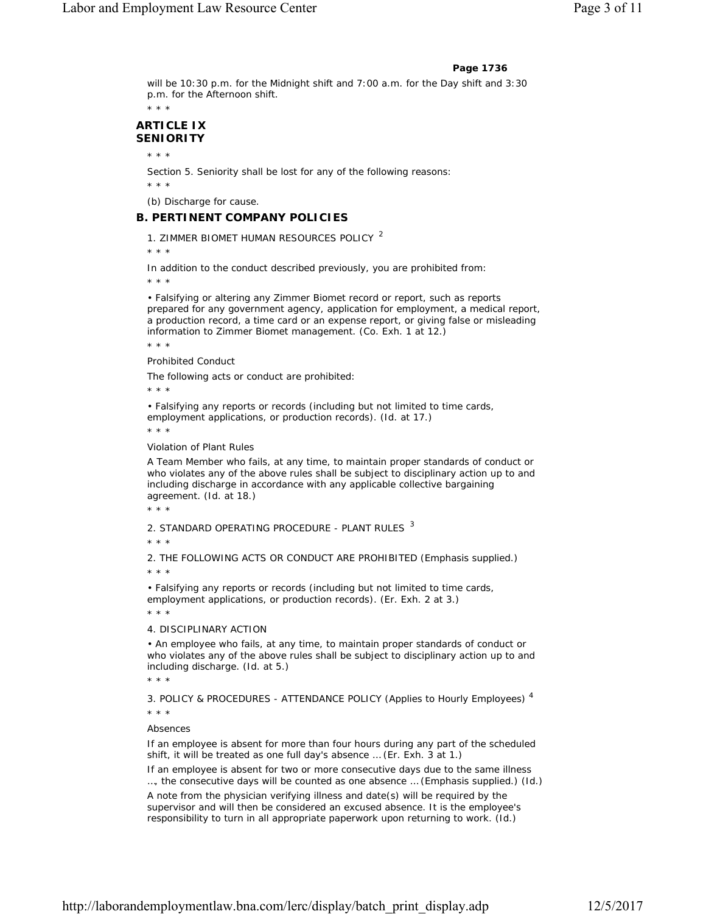**Page 1736**

will be 10:30 p.m. for the Midnight shift and 7:00 a.m. for the Day shift and 3:30 p.m. for the Afternoon shift.

* * *

### ARTICLE IX
### SENIORITY

* * *

Section 5. Seniority shall be lost for any of the following reasons:

* * *

(b) Discharge for cause.

## B. PERTINENT COMPANY POLICIES

1. ZIMMER BIOMET HUMAN RESOURCES POLICY [2]

* * *

In addition to the conduct described previously, you are prohibited from:

* * *

• Falsifying or altering any Zimmer Biomet record or report, such as reports prepared for any government agency, application for employment, a medical report, a production record, a time card or an expense report, or giving false or misleading information to Zimmer Biomet management. (Co. Exh. 1 at 12.)

* * *

Prohibited Conduct

The following acts or conduct are prohibited:

* * *

• Falsifying any reports or records (including but not limited to time cards, employment applications, or production records). (Id. at 17.)

* * *

Violation of Plant Rules

A Team Member who fails, at any time, to maintain proper standards of conduct or who violates any of the above rules shall be subject to disciplinary action up to and including discharge in accordance with any applicable collective bargaining agreement. (Id. at 18.)

* * *

2. STANDARD OPERATING PROCEDURE - PLANT RULES [3]

* * *

2. THE FOLLOWING ACTS OR CONDUCT ARE PROHIBITED (Emphasis supplied.)

* * *

• Falsifying any reports or records (including but not limited to time cards, employment applications, or production records). (Er. Exh. 2 at 3.)

* * *

4. DISCIPLINARY ACTION

• An employee who fails, at any time, to maintain proper standards of conduct or who violates any of the above rules shall be subject to disciplinary action up to and including discharge. (Id. at 5.)

* * *

3. POLICY & PROCEDURES - ATTENDANCE POLICY (Applies to Hourly Employees) [4]

* * *

Absences

If an employee is absent for more than four hours during any part of the scheduled shift, it will be treated as one full day's absence … (Er. Exh. 3 at 1.)

If an employee is absent for two or more consecutive days due to the same illness …, the consecutive days will be counted as one absence … (Emphasis supplied.) (Id.)

A note from the physician verifying illness and date(s) will be required by the supervisor and will then be considered an excused absence. It is the employee's responsibility to turn in all appropriate paperwork upon returning to work. (Id.)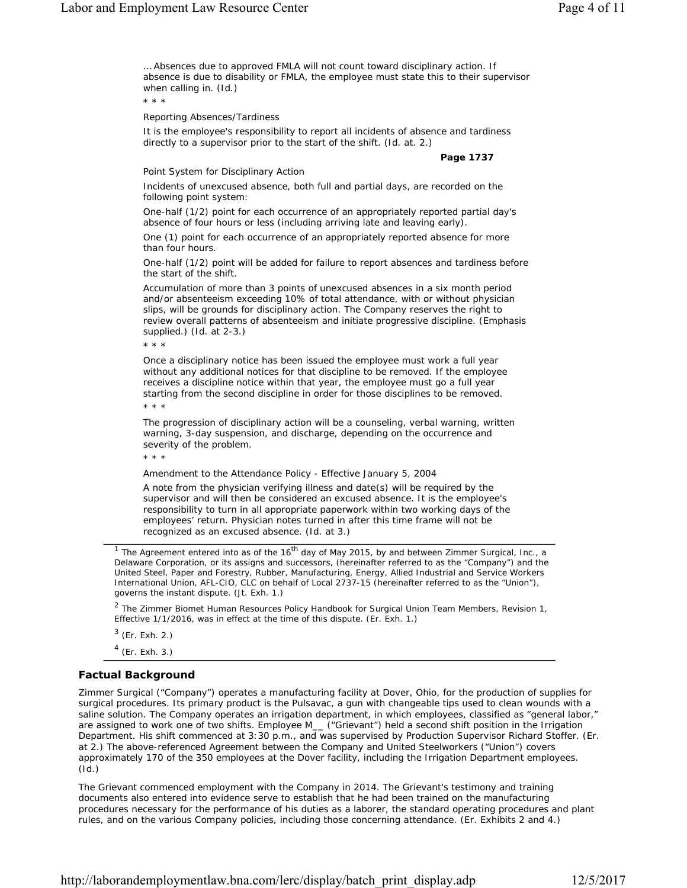... Absences due to approved FMLA will not count toward disciplinary action. If absence is due to disability or FMLA, the employee must state this to their supervisor when calling in. (Id.)

\* \* \*

Reporting Absences/Tardiness

It is the employee's responsibility to report all incidents of absence and tardiness directly to a supervisor prior to the start of the shift. (Id. at. 2.)

**Page 1737**

Point System for Disciplinary Action

Incidents of unexcused absence, both full and partial days, are recorded on the following point system:

One-half (1/2) point for each occurrence of an appropriately reported partial day's absence of four hours or less (including arriving late and leaving early).

One (1) point for each occurrence of an appropriately reported absence for more than four hours.

One-half (1/2) point will be added for failure to report absences and tardiness before the start of the shift.

Accumulation of more than 3 points of unexcused absences in a six month period and/or absenteeism exceeding 10% of total attendance, with or without physician slips, will be grounds for disciplinary action. The Company reserves the right to review overall patterns of absenteeism and initiate progressive discipline. (Emphasis supplied.) (Id. at 2-3.)

\* \* \*

Once a disciplinary notice has been issued the employee must work a full year without any additional notices for that discipline to be removed. If the employee receives a discipline notice within that year, the employee must go a full year starting from the second discipline in order for those disciplines to be removed.

\* \* \*

The progression of disciplinary action will be a counseling, verbal warning, written warning, 3-day suspension, and discharge, depending on the occurrence and severity of the problem.

\* \* \*

Amendment to the Attendance Policy - Effective January 5, 2004

A note from the physician verifying illness and date(s) will be required by the supervisor and will then be considered an excused absence. It is the employee's responsibility to turn in all appropriate paperwork within two working days of the employees' return. Physician notes turned in after this time frame will not be recognized as an excused absence. (Id. at 3.)

---

[1] The Agreement entered into as of the 16th day of May 2015, by and between Zimmer Surgical, Inc., a Delaware Corporation, or its assigns and successors, (hereinafter referred to as the "Company") and the United Steel, Paper and Forestry, Rubber, Manufacturing, Energy, Allied Industrial and Service Workers International Union, AFL-CIO, CLC on behalf of Local 2737-15 (hereinafter referred to as the "Union"), governs the instant dispute. (Jt. Exh. 1.)

[2] The Zimmer Biomet Human Resources Policy Handbook for Surgical Union Team Members, Revision 1, Effective 1/1/2016, was in effect at the time of this dispute. (Er. Exh. 1.)

[3] (Er. Exh. 2.)

[4] (Er. Exh. 3.)

---

## Factual Background

Zimmer Surgical ("Company") operates a manufacturing facility at Dover, Ohio, for the production of supplies for surgical procedures. Its primary product is the Pulsavac, a gun with changeable tips used to clean wounds with a saline solution. The Company operates an irrigation department, in which employees, classified as "general labor," are assigned to work one of two shifts. Employee M__ ("Grievant") held a second shift position in the Irrigation Department. His shift commenced at 3:30 p.m., and was supervised by Production Supervisor Richard Stoffer. (Er. at 2.) The above-referenced Agreement between the Company and United Steelworkers ("Union") covers approximately 170 of the 350 employees at the Dover facility, including the Irrigation Department employees. (Id.)

The Grievant commenced employment with the Company in 2014. The Grievant's testimony and training documents also entered into evidence serve to establish that he had been trained on the manufacturing procedures necessary for the performance of his duties as a laborer, the standard operating procedures and plant rules, and on the various Company policies, including those concerning attendance. (Er. Exhibits 2 and 4.)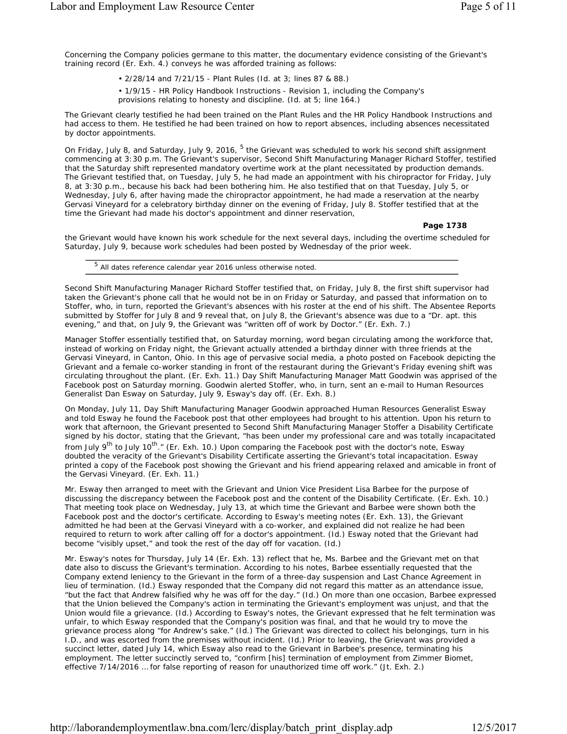Concerning the Company policies germane to this matter, the documentary evidence consisting of the Grievant's training record (Er. Exh. 4.) conveys he was afforded training as follows:

- 2/28/14 and 7/21/15 - Plant Rules (Id. at 3; lines 87 & 88.)
- 1/9/15 - HR Policy Handbook Instructions - Revision 1, including the Company's provisions relating to honesty and discipline. (Id. at 5; line 164.)

The Grievant clearly testified he had been trained on the Plant Rules and the HR Policy Handbook Instructions and had access to them. He testified he had been trained on how to report absences, including absences necessitated by doctor appointments.

On Friday, July 8, and Saturday, July 9, 2016, [5] the Grievant was scheduled to work his second shift assignment commencing at 3:30 p.m. The Grievant's supervisor, Second Shift Manufacturing Manager Richard Stoffer, testified that the Saturday shift represented mandatory overtime work at the plant necessitated by production demands. The Grievant testified that, on Tuesday, July 5, he had made an appointment with his chiropractor for Friday, July 8, at 3:30 p.m., because his back had been bothering him. He also testified that on that Tuesday, July 5, or Wednesday, July 6, after having made the chiropractor appointment, he had made a reservation at the nearby Gervasi Vineyard for a celebratory birthday dinner on the evening of Friday, July 8. Stoffer testified that at the time the Grievant had made his doctor's appointment and dinner reservation,

**Page 1738**

the Grievant would have known his work schedule for the next several days, including the overtime scheduled for Saturday, July 9, because work schedules had been posted by Wednesday of the prior week.

---

[5] All dates reference calendar year 2016 unless otherwise noted.

---

Second Shift Manufacturing Manager Richard Stoffer testified that, on Friday, July 8, the first shift supervisor had taken the Grievant's phone call that he would not be in on Friday or Saturday, and passed that information on to Stoffer, who, in turn, reported the Grievant's absences with his roster at the end of his shift. The Absentee Reports submitted by Stoffer for July 8 and 9 reveal that, on July 8, the Grievant's absence was due to a "Dr. apt. this evening," and that, on July 9, the Grievant was "written off of work by Doctor." (Er. Exh. 7.)

Manager Stoffer essentially testified that, on Saturday morning, word began circulating among the workforce that, instead of working on Friday night, the Grievant actually attended a birthday dinner with three friends at the Gervasi Vineyard, in Canton, Ohio. In this age of pervasive social media, a photo posted on Facebook depicting the Grievant and a female co-worker standing in front of the restaurant during the Grievant's Friday evening shift was circulating throughout the plant. (Er. Exh. 11.) Day Shift Manufacturing Manager Matt Goodwin was apprised of the Facebook post on Saturday morning. Goodwin alerted Stoffer, who, in turn, sent an e-mail to Human Resources Generalist Dan Esway on Saturday, July 9, Esway's day off. (Er. Exh. 8.)

On Monday, July 11, Day Shift Manufacturing Manager Goodwin approached Human Resources Generalist Esway and told Esway he found the Facebook post that other employees had brought to his attention. Upon his return to work that afternoon, the Grievant presented to Second Shift Manufacturing Manager Stoffer a Disability Certificate signed by his doctor, stating that the Grievant, "has been under my professional care and was totally incapacitated from July 9th to July 10th." (Er. Exh. 10.) Upon comparing the Facebook post with the doctor's note, Esway doubted the veracity of the Grievant's Disability Certificate asserting the Grievant's total incapacitation. Esway printed a copy of the Facebook post showing the Grievant and his friend appearing relaxed and amicable in front of the Gervasi Vineyard. (Er. Exh. 11.)

Mr. Esway then arranged to meet with the Grievant and Union Vice President Lisa Barbee for the purpose of discussing the discrepancy between the Facebook post and the content of the Disability Certificate. (Er. Exh. 10.) That meeting took place on Wednesday, July 13, at which time the Grievant and Barbee were shown both the Facebook post and the doctor's certificate. According to Esway's meeting notes (Er. Exh. 13), the Grievant admitted he had been at the Gervasi Vineyard with a co-worker, and explained did not realize he had been required to return to work after calling off for a doctor's appointment. (Id.) Esway noted that the Grievant had become "visibly upset," and took the rest of the day off for vacation. (Id.)

Mr. Esway's notes for Thursday, July 14 (Er. Exh. 13) reflect that he, Ms. Barbee and the Grievant met on that date also to discuss the Grievant's termination. According to his notes, Barbee essentially requested that the Company extend leniency to the Grievant in the form of a three-day suspension and Last Chance Agreement in lieu of termination. (Id.) Esway responded that the Company did not regard this matter as an attendance issue, "but the fact that Andrew falsified why he was off for the day." (Id.) On more than one occasion, Barbee expressed that the Union believed the Company's action in terminating the Grievant's employment was unjust, and that the Union would file a grievance. (Id.) According to Esway's notes, the Grievant expressed that he felt termination was unfair, to which Esway responded that the Company's position was final, and that he would try to move the grievance process along "for Andrew's sake." (Id.) The Grievant was directed to collect his belongings, turn in his I.D., and was escorted from the premises without incident. (Id.) Prior to leaving, the Grievant was provided a succinct letter, dated July 14, which Esway also read to the Grievant in Barbee's presence, terminating his employment. The letter succinctly served to, "confirm [his] termination of employment from Zimmer Biomet, effective 7/14/2016 … for false reporting of reason for unauthorized time off work." (Jt. Exh. 2.)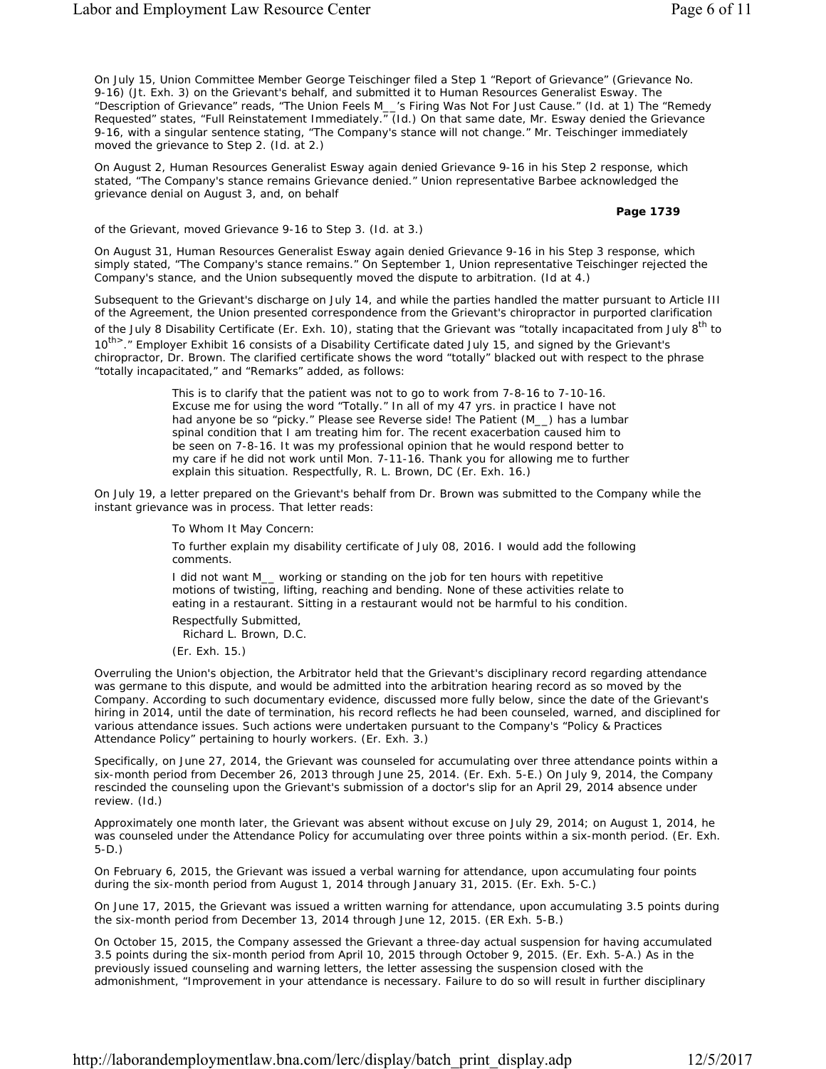On July 15, Union Committee Member George Teischinger filed a Step 1 "Report of Grievance" (Grievance No. 9-16) (Jt. Exh. 3) on the Grievant's behalf, and submitted it to Human Resources Generalist Esway. The "Description of Grievance" reads, "The Union Feels M__'s Firing Was Not For Just Cause." (Id. at 1) The "Remedy Requested" states, "Full Reinstatement Immediately." (Id.) On that same date, Mr. Esway denied the Grievance 9-16, with a singular sentence stating, "The Company's stance will not change." Mr. Teischinger immediately moved the grievance to Step 2. (Id. at 2.)

On August 2, Human Resources Generalist Esway again denied Grievance 9-16 in his Step 2 response, which stated, "The Company's stance remains Grievance denied." Union representative Barbee acknowledged the grievance denial on August 3, and, on behalf

**Page 1739**

of the Grievant, moved Grievance 9-16 to Step 3. (Id. at 3.)

On August 31, Human Resources Generalist Esway again denied Grievance 9-16 in his Step 3 response, which simply stated, "The Company's stance remains." On September 1, Union representative Teischinger rejected the Company's stance, and the Union subsequently moved the dispute to arbitration. (Id at 4.)

Subsequent to the Grievant's discharge on July 14, and while the parties handled the matter pursuant to Article III of the Agreement, the Union presented correspondence from the Grievant's chiropractor in purported clarification of the July 8 Disability Certificate (Er. Exh. 10), stating that the Grievant was "totally incapacitated from July 8th to 10th>." Employer Exhibit 16 consists of a Disability Certificate dated July 15, and signed by the Grievant's chiropractor, Dr. Brown. The clarified certificate shows the word "totally" blacked out with respect to the phrase "totally incapacitated," and "Remarks" added, as follows:

> This is to clarify that the patient was not to go to work from 7-8-16 to 7-10-16. Excuse me for using the word "Totally." In all of my 47 yrs. in practice I have not had anyone be so "picky." Please see Reverse side! The Patient (M__) has a lumbar spinal condition that I am treating him for. The recent exacerbation caused him to be seen on 7-8-16. It was my professional opinion that he would respond better to my care if he did not work until Mon. 7-11-16. Thank you for allowing me to further explain this situation. Respectfully, R. L. Brown, DC (Er. Exh. 16.)

On July 19, a letter prepared on the Grievant's behalf from Dr. Brown was submitted to the Company while the instant grievance was in process. That letter reads:

> To Whom It May Concern:
>
> To further explain my disability certificate of July 08, 2016. I would add the following comments.
>
> I did not want M__ working or standing on the job for ten hours with repetitive motions of twisting, lifting, reaching and bending. None of these activities relate to eating in a restaurant. Sitting in a restaurant would not be harmful to his condition.
>
> Respectfully Submitted,
> Richard L. Brown, D.C.
>
> (Er. Exh. 15.)

Overruling the Union's objection, the Arbitrator held that the Grievant's disciplinary record regarding attendance was germane to this dispute, and would be admitted into the arbitration hearing record as so moved by the Company. According to such documentary evidence, discussed more fully below, since the date of the Grievant's hiring in 2014, until the date of termination, his record reflects he had been counseled, warned, and disciplined for various attendance issues. Such actions were undertaken pursuant to the Company's "Policy & Practices Attendance Policy" pertaining to hourly workers. (Er. Exh. 3.)

Specifically, on June 27, 2014, the Grievant was counseled for accumulating over three attendance points within a six-month period from December 26, 2013 through June 25, 2014. (Er. Exh. 5-E.) On July 9, 2014, the Company rescinded the counseling upon the Grievant's submission of a doctor's slip for an April 29, 2014 absence under review. (Id.)

Approximately one month later, the Grievant was absent without excuse on July 29, 2014; on August 1, 2014, he was counseled under the Attendance Policy for accumulating over three points within a six-month period. (Er. Exh. 5-D.)

On February 6, 2015, the Grievant was issued a verbal warning for attendance, upon accumulating four points during the six-month period from August 1, 2014 through January 31, 2015. (Er. Exh. 5-C.)

On June 17, 2015, the Grievant was issued a written warning for attendance, upon accumulating 3.5 points during the six-month period from December 13, 2014 through June 12, 2015. (ER Exh. 5-B.)

On October 15, 2015, the Company assessed the Grievant a three-day actual suspension for having accumulated 3.5 points during the six-month period from April 10, 2015 through October 9, 2015. (Er. Exh. 5-A.) As in the previously issued counseling and warning letters, the letter assessing the suspension closed with the admonishment, "Improvement in your attendance is necessary. Failure to do so will result in further disciplinary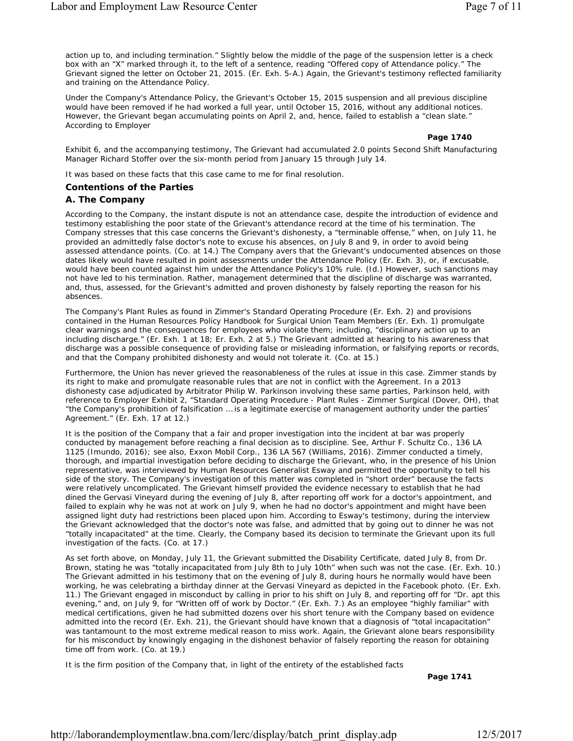action up to, and including termination." Slightly below the middle of the page of the suspension letter is a check box with an "X" marked through it, to the left of a sentence, reading "Offered copy of Attendance policy." The Grievant signed the letter on October 21, 2015. (Er. Exh. 5-A.) Again, the Grievant's testimony reflected familiarity and training on the Attendance Policy.

Under the Company's Attendance Policy, the Grievant's October 15, 2015 suspension and all previous discipline would have been removed if he had worked a full year, until October 15, 2016, without any additional notices. However, the Grievant began accumulating points on April 2, and, hence, failed to establish a "clean slate." According to Employer

**Page 1740**

Exhibit 6, and the accompanying testimony, The Grievant had accumulated 2.0 points Second Shift Manufacturing Manager Richard Stoffer over the six-month period from January 15 through July 14.

It was based on these facts that this case came to me for final resolution.

## Contentions of the Parties

### A. The Company

According to the Company, the instant dispute is not an attendance case, despite the introduction of evidence and testimony establishing the poor state of the Grievant's attendance record at the time of his termination. The Company stresses that this case concerns the Grievant's dishonesty, a "terminable offense," when, on July 11, he provided an admittedly false doctor's note to excuse his absences, on July 8 and 9, in order to avoid being assessed attendance points. (Co. at 14.) The Company avers that the Grievant's undocumented absences on those dates likely would have resulted in point assessments under the Attendance Policy (Er. Exh. 3), or, if excusable, would have been counted against him under the Attendance Policy's 10% rule. (Id.) However, such sanctions may not have led to his termination. Rather, management determined that the discipline of discharge was warranted, and, thus, assessed, for the Grievant's admitted and proven dishonesty by falsely reporting the reason for his absences.

The Company's Plant Rules as found in Zimmer's Standard Operating Procedure (Er. Exh. 2) and provisions contained in the Human Resources Policy Handbook for Surgical Union Team Members (Er. Exh. 1) promulgate clear warnings and the consequences for employees who violate them; including, "disciplinary action up to an including discharge." (Er. Exh. 1 at 18; Er. Exh. 2 at 5.) The Grievant admitted at hearing to his awareness that discharge was a possible consequence of providing false or misleading information, or falsifying reports or records, and that the Company prohibited dishonesty and would not tolerate it. (Co. at 15.)

Furthermore, the Union has never grieved the reasonableness of the rules at issue in this case. Zimmer stands by its right to make and promulgate reasonable rules that are not in conflict with the Agreement. In a 2013 dishonesty case adjudicated by Arbitrator Philip W. Parkinson involving these same parties, Parkinson held, with reference to Employer Exhibit 2, "Standard Operating Procedure - Plant Rules - Zimmer Surgical (Dover, OH), that "the Company's prohibition of falsification ... is a legitimate exercise of management authority under the parties' Agreement." (Er. Exh. 17 at 12.)

It is the position of the Company that a fair and proper investigation into the incident at bar was properly conducted by management before reaching a final decision as to discipline. See, Arthur F. Schultz Co., 136 LA 1125 (Imundo, 2016); see also, Exxon Mobil Corp., 136 LA 567 (Williams, 2016). Zimmer conducted a timely, thorough, and impartial investigation before deciding to discharge the Grievant, who, in the presence of his Union representative, was interviewed by Human Resources Generalist Esway and permitted the opportunity to tell his side of the story. The Company's investigation of this matter was completed in "short order" because the facts were relatively uncomplicated. The Grievant himself provided the evidence necessary to establish that he had dined the Gervasi Vineyard during the evening of July 8, after reporting off work for a doctor's appointment, and failed to explain why he was not at work on July 9, when he had no doctor's appointment and might have been assigned light duty had restrictions been placed upon him. According to Esway's testimony, during the interview the Grievant acknowledged that the doctor's note was false, and admitted that by going out to dinner he was not "totally incapacitated" at the time. Clearly, the Company based its decision to terminate the Grievant upon its full investigation of the facts. (Co. at 17.)

As set forth above, on Monday, July 11, the Grievant submitted the Disability Certificate, dated July 8, from Dr. Brown, stating he was "totally incapacitated from July 8th to July 10th" when such was not the case. (Er. Exh. 10.) The Grievant admitted in his testimony that on the evening of July 8, during hours he normally would have been working, he was celebrating a birthday dinner at the Gervasi Vineyard as depicted in the Facebook photo. (Er. Exh. 11.) The Grievant engaged in misconduct by calling in prior to his shift on July 8, and reporting off for "Dr. apt this evening," and, on July 9, for "Written off of work by Doctor." (Er. Exh. 7.) As an employee "highly familiar" with medical certifications, given he had submitted dozens over his short tenure with the Company based on evidence admitted into the record (Er. Exh. 21), the Grievant should have known that a diagnosis of "total incapacitation" was tantamount to the most extreme medical reason to miss work. Again, the Grievant alone bears responsibility for his misconduct by knowingly engaging in the dishonest behavior of falsely reporting the reason for obtaining time off from work. (Co. at 19.)

It is the firm position of the Company that, in light of the entirety of the established facts

**Page 1741**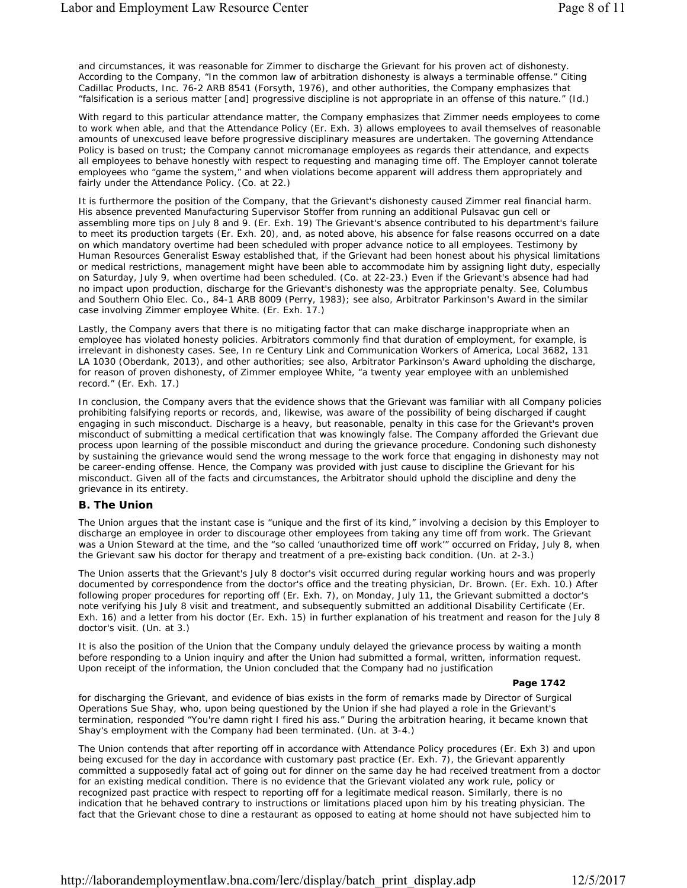and circumstances, it was reasonable for Zimmer to discharge the Grievant for his proven act of dishonesty. According to the Company, "In the common law of arbitration dishonesty is always a terminable offense." Citing Cadillac Products, Inc. 76-2 ARB 8541 (Forsyth, 1976), and other authorities, the Company emphasizes that "falsification is a serious matter [and] progressive discipline is not appropriate in an offense of this nature." (Id.)

With regard to this particular attendance matter, the Company emphasizes that Zimmer needs employees to come to work when able, and that the Attendance Policy (Er. Exh. 3) allows employees to avail themselves of reasonable amounts of unexcused leave before progressive disciplinary measures are undertaken. The governing Attendance Policy is based on trust; the Company cannot micromanage employees as regards their attendance, and expects all employees to behave honestly with respect to requesting and managing time off. The Employer cannot tolerate employees who "game the system," and when violations become apparent will address them appropriately and fairly under the Attendance Policy. (Co. at 22.)

It is furthermore the position of the Company, that the Grievant's dishonesty caused Zimmer real financial harm. His absence prevented Manufacturing Supervisor Stoffer from running an additional Pulsavac gun cell or assembling more tips on July 8 and 9. (Er. Exh. 19) The Grievant's absence contributed to his department's failure to meet its production targets (Er. Exh. 20), and, as noted above, his absence for false reasons occurred on a date on which mandatory overtime had been scheduled with proper advance notice to all employees. Testimony by Human Resources Generalist Esway established that, if the Grievant had been honest about his physical limitations or medical restrictions, management might have been able to accommodate him by assigning light duty, especially on Saturday, July 9, when overtime had been scheduled. (Co. at 22-23.) Even if the Grievant's absence had had no impact upon production, discharge for the Grievant's dishonesty was the appropriate penalty. See, Columbus and Southern Ohio Elec. Co., 84-1 ARB 8009 (Perry, 1983); see also, Arbitrator Parkinson's Award in the similar case involving Zimmer employee White. (Er. Exh. 17.)

Lastly, the Company avers that there is no mitigating factor that can make discharge inappropriate when an employee has violated honesty policies. Arbitrators commonly find that duration of employment, for example, is irrelevant in dishonesty cases. See, In re Century Link and Communication Workers of America, Local 3682, 131 LA 1030 (Oberdank, 2013), and other authorities; see also, Arbitrator Parkinson's Award upholding the discharge, for reason of proven dishonesty, of Zimmer employee White, "a twenty year employee with an unblemished record." (Er. Exh. 17.)

In conclusion, the Company avers that the evidence shows that the Grievant was familiar with all Company policies prohibiting falsifying reports or records, and, likewise, was aware of the possibility of being discharged if caught engaging in such misconduct. Discharge is a heavy, but reasonable, penalty in this case for the Grievant's proven misconduct of submitting a medical certification that was knowingly false. The Company afforded the Grievant due process upon learning of the possible misconduct and during the grievance procedure. Condoning such dishonesty by sustaining the grievance would send the wrong message to the work force that engaging in dishonesty may not be career-ending offense. Hence, the Company was provided with just cause to discipline the Grievant for his misconduct. Given all of the facts and circumstances, the Arbitrator should uphold the discipline and deny the grievance in its entirety.

### B. The Union

The Union argues that the instant case is "unique and the first of its kind," involving a decision by this Employer to discharge an employee in order to discourage other employees from taking any time off from work. The Grievant was a Union Steward at the time, and the "so called 'unauthorized time off work'" occurred on Friday, July 8, when the Grievant saw his doctor for therapy and treatment of a pre-existing back condition. (Un. at 2-3.)

The Union asserts that the Grievant's July 8 doctor's visit occurred during regular working hours and was properly documented by correspondence from the doctor's office and the treating physician, Dr. Brown. (Er. Exh. 10.) After following proper procedures for reporting off (Er. Exh. 7), on Monday, July 11, the Grievant submitted a doctor's note verifying his July 8 visit and treatment, and subsequently submitted an additional Disability Certificate (Er. Exh. 16) and a letter from his doctor (Er. Exh. 15) in further explanation of his treatment and reason for the July 8 doctor's visit. (Un. at 3.)

It is also the position of the Union that the Company unduly delayed the grievance process by waiting a month before responding to a Union inquiry and after the Union had submitted a formal, written, information request. Upon receipt of the information, the Union concluded that the Company had no justification

**Page 1742**

for discharging the Grievant, and evidence of bias exists in the form of remarks made by Director of Surgical Operations Sue Shay, who, upon being questioned by the Union if she had played a role in the Grievant's termination, responded "You're damn right I fired his ass." During the arbitration hearing, it became known that Shay's employment with the Company had been terminated. (Un. at 3-4.)

The Union contends that after reporting off in accordance with Attendance Policy procedures (Er. Exh 3) and upon being excused for the day in accordance with customary past practice (Er. Exh. 7), the Grievant apparently committed a supposedly fatal act of going out for dinner on the same day he had received treatment from a doctor for an existing medical condition. There is no evidence that the Grievant violated any work rule, policy or recognized past practice with respect to reporting off for a legitimate medical reason. Similarly, there is no indication that he behaved contrary to instructions or limitations placed upon him by his treating physician. The fact that the Grievant chose to dine a restaurant as opposed to eating at home should not have subjected him to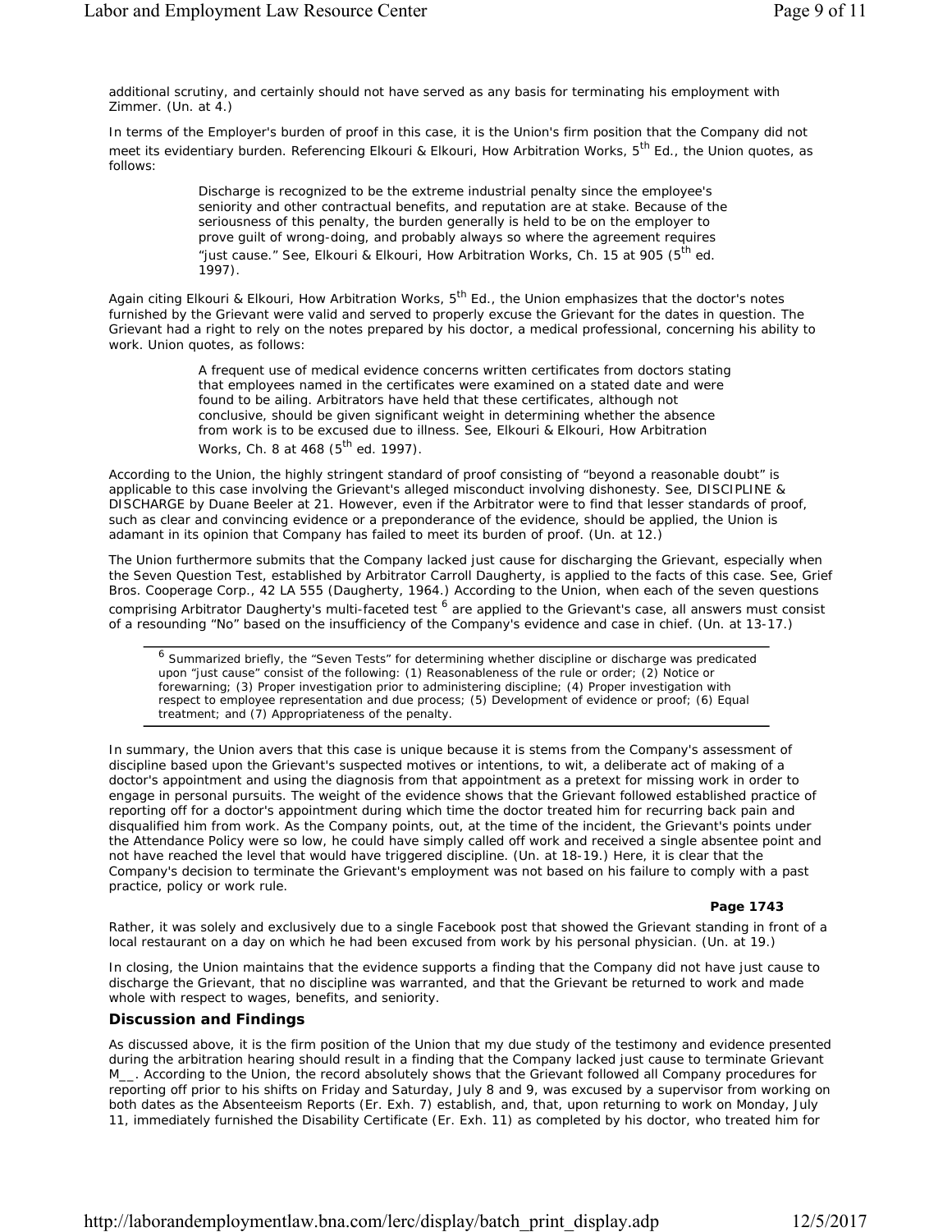additional scrutiny, and certainly should not have served as any basis for terminating his employment with Zimmer. (Un. at 4.)

In terms of the Employer's burden of proof in this case, it is the Union's firm position that the Company did not meet its evidentiary burden. Referencing Elkouri & Elkouri, How Arbitration Works, 5th Ed., the Union quotes, as follows:

> Discharge is recognized to be the extreme industrial penalty since the employee's seniority and other contractual benefits, and reputation are at stake. Because of the seriousness of this penalty, the burden generally is held to be on the employer to prove guilt of wrong-doing, and probably always so where the agreement requires "just cause." See, Elkouri & Elkouri, How Arbitration Works, Ch. 15 at 905 (5th ed. 1997).

Again citing Elkouri & Elkouri, How Arbitration Works, 5th Ed., the Union emphasizes that the doctor's notes furnished by the Grievant were valid and served to properly excuse the Grievant for the dates in question. The Grievant had a right to rely on the notes prepared by his doctor, a medical professional, concerning his ability to work. Union quotes, as follows:

> A frequent use of medical evidence concerns written certificates from doctors stating that employees named in the certificates were examined on a stated date and were found to be ailing. Arbitrators have held that these certificates, although not conclusive, should be given significant weight in determining whether the absence from work is to be excused due to illness. See, Elkouri & Elkouri, How Arbitration Works, Ch. 8 at 468 (5th ed. 1997).

According to the Union, the highly stringent standard of proof consisting of "beyond a reasonable doubt" is applicable to this case involving the Grievant's alleged misconduct involving dishonesty. See, DISCIPLINE & DISCHARGE by Duane Beeler at 21. However, even if the Arbitrator were to find that lesser standards of proof, such as clear and convincing evidence or a preponderance of the evidence, should be applied, the Union is adamant in its opinion that Company has failed to meet its burden of proof. (Un. at 12.)

The Union furthermore submits that the Company lacked just cause for discharging the Grievant, especially when the Seven Question Test, established by Arbitrator Carroll Daugherty, is applied to the facts of this case. See, Grief Bros. Cooperage Corp., 42 LA 555 (Daugherty, 1964.) According to the Union, when each of the seven questions comprising Arbitrator Daugherty's multi-faceted test [6] are applied to the Grievant's case, all answers must consist of a resounding "No" based on the insufficiency of the Company's evidence and case in chief. (Un. at 13-17.)

---

[6] Summarized briefly, the "Seven Tests" for determining whether discipline or discharge was predicated upon "just cause" consist of the following: (1) Reasonableness of the rule or order; (2) Notice or forewarning; (3) Proper investigation prior to administering discipline; (4) Proper investigation with respect to employee representation and due process; (5) Development of evidence or proof; (6) Equal treatment; and (7) Appropriateness of the penalty.

---

In summary, the Union avers that this case is unique because it is stems from the Company's assessment of discipline based upon the Grievant's suspected motives or intentions, to wit, a deliberate act of making of a doctor's appointment and using the diagnosis from that appointment as a pretext for missing work in order to engage in personal pursuits. The weight of the evidence shows that the Grievant followed established practice of reporting off for a doctor's appointment during which time the doctor treated him for recurring back pain and disqualified him from work. As the Company points, out, at the time of the incident, the Grievant's points under the Attendance Policy were so low, he could have simply called off work and received a single absentee point and not have reached the level that would have triggered discipline. (Un. at 18-19.) Here, it is clear that the Company's decision to terminate the Grievant's employment was not based on his failure to comply with a past practice, policy or work rule.

**Page 1743**

Rather, it was solely and exclusively due to a single Facebook post that showed the Grievant standing in front of a local restaurant on a day on which he had been excused from work by his personal physician. (Un. at 19.)

In closing, the Union maintains that the evidence supports a finding that the Company did not have just cause to discharge the Grievant, that no discipline was warranted, and that the Grievant be returned to work and made whole with respect to wages, benefits, and seniority.

## Discussion and Findings

As discussed above, it is the firm position of the Union that my due study of the testimony and evidence presented during the arbitration hearing should result in a finding that the Company lacked just cause to terminate Grievant M__. According to the Union, the record absolutely shows that the Grievant followed all Company procedures for reporting off prior to his shifts on Friday and Saturday, July 8 and 9, was excused by a supervisor from working on both dates as the Absenteeism Reports (Er. Exh. 7) establish, and, that, upon returning to work on Monday, July 11, immediately furnished the Disability Certificate (Er. Exh. 11) as completed by his doctor, who treated him for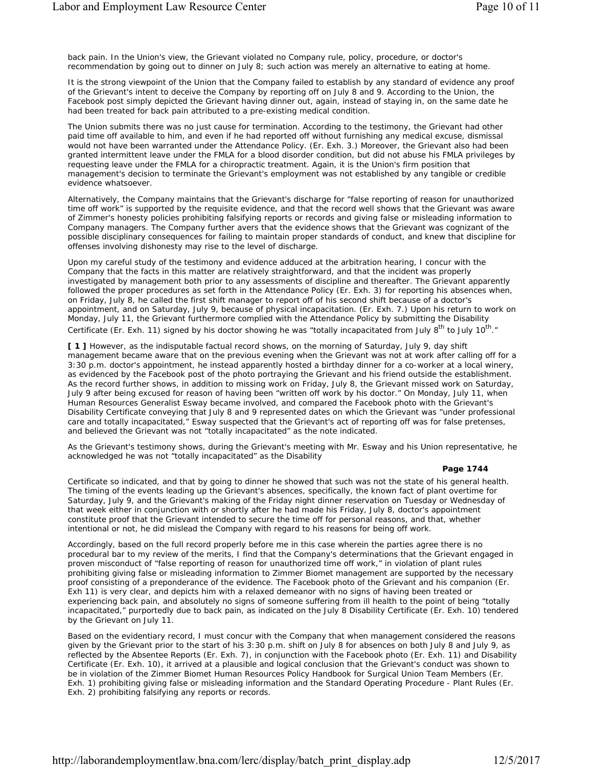back pain. In the Union's view, the Grievant violated no Company rule, policy, procedure, or doctor's recommendation by going out to dinner on July 8; such action was merely an alternative to eating at home.

It is the strong viewpoint of the Union that the Company failed to establish by any standard of evidence any proof of the Grievant's intent to deceive the Company by reporting off on July 8 and 9. According to the Union, the Facebook post simply depicted the Grievant having dinner out, again, instead of staying in, on the same date he had been treated for back pain attributed to a pre-existing medical condition.

The Union submits there was no just cause for termination. According to the testimony, the Grievant had other paid time off available to him, and even if he had reported off without furnishing any medical excuse, dismissal would not have been warranted under the Attendance Policy. (Er. Exh. 3.) Moreover, the Grievant also had been granted intermittent leave under the FMLA for a blood disorder condition, but did not abuse his FMLA privileges by requesting leave under the FMLA for a chiropractic treatment. Again, it is the Union's firm position that management's decision to terminate the Grievant's employment was not established by any tangible or credible evidence whatsoever.

Alternatively, the Company maintains that the Grievant's discharge for "false reporting of reason for unauthorized time off work" is supported by the requisite evidence, and that the record well shows that the Grievant was aware of Zimmer's honesty policies prohibiting falsifying reports or records and giving false or misleading information to Company managers. The Company further avers that the evidence shows that the Grievant was cognizant of the possible disciplinary consequences for failing to maintain proper standards of conduct, and knew that discipline for offenses involving dishonesty may rise to the level of discharge.

Upon my careful study of the testimony and evidence adduced at the arbitration hearing, I concur with the Company that the facts in this matter are relatively straightforward, and that the incident was properly investigated by management both prior to any assessments of discipline and thereafter. The Grievant apparently followed the proper procedures as set forth in the Attendance Policy (Er. Exh. 3) for reporting his absences when, on Friday, July 8, he called the first shift manager to report off of his second shift because of a doctor's appointment, and on Saturday, July 9, because of physical incapacitation. (Er. Exh. 7.) Upon his return to work on Monday, July 11, the Grievant furthermore complied with the Attendance Policy by submitting the Disability Certificate (Er. Exh. 11) signed by his doctor showing he was "totally incapacitated from July 8th to July 10th."

**[ 1 ]** However, as the indisputable factual record shows, on the morning of Saturday, July 9, day shift management became aware that on the previous evening when the Grievant was not at work after calling off for a 3:30 p.m. doctor's appointment, he instead apparently hosted a birthday dinner for a co-worker at a local winery, as evidenced by the Facebook post of the photo portraying the Grievant and his friend outside the establishment. As the record further shows, in addition to missing work on Friday, July 8, the Grievant missed work on Saturday, July 9 after being excused for reason of having been "written off work by his doctor." On Monday, July 11, when Human Resources Generalist Esway became involved, and compared the Facebook photo with the Grievant's Disability Certificate conveying that July 8 and 9 represented dates on which the Grievant was "under professional care and totally incapacitated," Esway suspected that the Grievant's act of reporting off was for false pretenses, and believed the Grievant was not "totally incapacitated" as the note indicated.

As the Grievant's testimony shows, during the Grievant's meeting with Mr. Esway and his Union representative, he acknowledged he was not "totally incapacitated" as the Disability

**Page 1744**

Certificate so indicated, and that by going to dinner he showed that such was not the state of his general health. The timing of the events leading up the Grievant's absences, specifically, the known fact of plant overtime for Saturday, July 9, and the Grievant's making of the Friday night dinner reservation on Tuesday or Wednesday of that week either in conjunction with or shortly after he had made his Friday, July 8, doctor's appointment constitute proof that the Grievant intended to secure the time off for personal reasons, and that, whether intentional or not, he did mislead the Company with regard to his reasons for being off work.

Accordingly, based on the full record properly before me in this case wherein the parties agree there is no procedural bar to my review of the merits, I find that the Company's determinations that the Grievant engaged in proven misconduct of "false reporting of reason for unauthorized time off work," in violation of plant rules prohibiting giving false or misleading information to Zimmer Biomet management are supported by the necessary proof consisting of a preponderance of the evidence. The Facebook photo of the Grievant and his companion (Er. Exh 11) is very clear, and depicts him with a relaxed demeanor with no signs of having been treated or experiencing back pain, and absolutely no signs of someone suffering from ill health to the point of being "totally incapacitated," purportedly due to back pain, as indicated on the July 8 Disability Certificate (Er. Exh. 10) tendered by the Grievant on July 11.

Based on the evidentiary record, I must concur with the Company that when management considered the reasons given by the Grievant prior to the start of his 3:30 p.m. shift on July 8 for absences on both July 8 and July 9, as reflected by the Absentee Reports (Er. Exh. 7), in conjunction with the Facebook photo (Er. Exh. 11) and Disability Certificate (Er. Exh. 10), it arrived at a plausible and logical conclusion that the Grievant's conduct was shown to be in violation of the Zimmer Biomet Human Resources Policy Handbook for Surgical Union Team Members (Er. Exh. 1) prohibiting giving false or misleading information and the Standard Operating Procedure - Plant Rules (Er. Exh. 2) prohibiting falsifying any reports or records.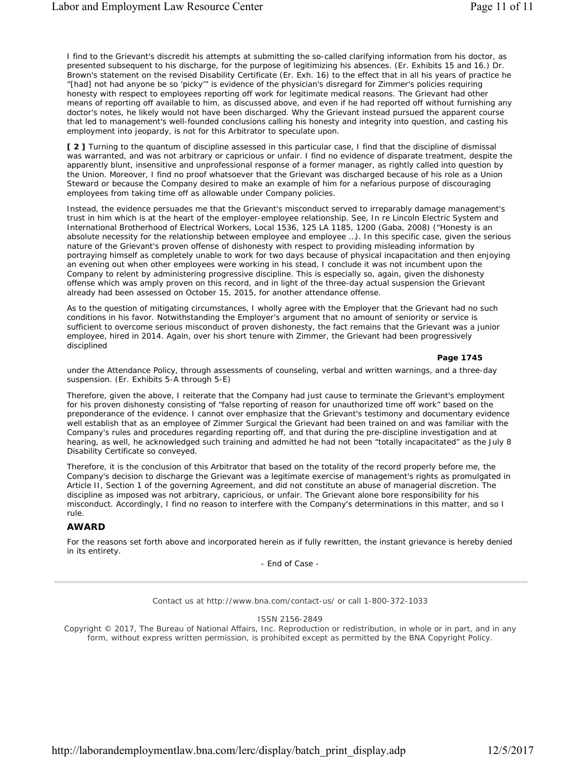I find to the Grievant's discredit his attempts at submitting the so-called clarifying information from his doctor, as presented subsequent to his discharge, for the purpose of legitimizing his absences. (Er. Exhibits 15 and 16.) Dr. Brown's statement on the revised Disability Certificate (Er. Exh. 16) to the effect that in all his years of practice he "[had] not had anyone be so 'picky'" is evidence of the physician's disregard for Zimmer's policies requiring honesty with respect to employees reporting off work for legitimate medical reasons. The Grievant had other means of reporting off available to him, as discussed above, and even if he had reported off without furnishing any doctor's notes, he likely would not have been discharged. Why the Grievant instead pursued the apparent course that led to management's well-founded conclusions calling his honesty and integrity into question, and casting his employment into jeopardy, is not for this Arbitrator to speculate upon.

**[ 2 ]** Turning to the quantum of discipline assessed in this particular case, I find that the discipline of dismissal was warranted, and was not arbitrary or capricious or unfair. I find no evidence of disparate treatment, despite the apparently blunt, insensitive and unprofessional response of a former manager, as rightly called into question by the Union. Moreover, I find no proof whatsoever that the Grievant was discharged because of his role as a Union Steward or because the Company desired to make an example of him for a nefarious purpose of discouraging employees from taking time off as allowable under Company policies.

Instead, the evidence persuades me that the Grievant's misconduct served to irreparably damage management's trust in him which is at the heart of the employer-employee relationship. See, *In re Lincoln Electric System and International Brotherhood of Electrical Workers, Local 1536*, 125 LA 1185, 1200 (Gaba, 2008) ("Honesty is an absolute necessity for the relationship between employee and employee ..."). In this specific case, given the serious nature of the Grievant's proven offense of dishonesty with respect to providing misleading information by portraying himself as completely unable to work for two days because of physical incapacitation and then enjoying an evening out when other employees were working in his stead, I conclude it was not incumbent upon the Company to relent by administering progressive discipline. This is especially so, again, given the dishonesty offense which was amply proven on this record, and in light of the three-day actual suspension the Grievant already had been assessed on October 15, 2015, for another attendance offense.

As to the question of mitigating circumstances, I wholly agree with the Employer that the Grievant had no such conditions in his favor. Notwithstanding the Employer's argument that no amount of seniority or service is sufficient to overcome serious misconduct of proven dishonesty, the fact remains that the Grievant was a junior employee, hired in 2014. Again, over his short tenure with Zimmer, the Grievant had been progressively disciplined

**Page 1745**

under the Attendance Policy, through assessments of counseling, verbal and written warnings, and a three-day suspension. (Er. Exhibits 5-A through 5-E)

Therefore, given the above, I reiterate that the Company had just cause to terminate the Grievant's employment for his proven dishonesty consisting of "false reporting of reason for unauthorized time off work" based on the preponderance of the evidence. I cannot over emphasize that the Grievant's testimony and documentary evidence well establish that as an employee of Zimmer Surgical the Grievant had been trained on and was familiar with the Company's rules and procedures regarding reporting off, and that during the pre-discipline investigation and at hearing, as well, he acknowledged such training and admitted he had not been "totally incapacitated" as the July 8 Disability Certificate so conveyed.

Therefore, it is the conclusion of this Arbitrator that based on the totality of the record properly before me, the Company's decision to discharge the Grievant was a legitimate exercise of management's rights as promulgated in Article II, Section 1 of the governing Agreement, and did not constitute an abuse of managerial discretion. The discipline as imposed was not arbitrary, capricious, or unfair. The Grievant alone bore responsibility for his misconduct. Accordingly, I find no reason to interfere with the Company's determinations in this matter, and so I rule.

## AWARD

For the reasons set forth above and incorporated herein as if fully rewritten, the instant grievance is hereby denied in its entirety.

- End of Case -

Contact us at http://www.bna.com/contact-us/ or call 1-800-372-1033

ISSN 2156-2849

Copyright © 2017, The Bureau of National Affairs, Inc. Reproduction or redistribution, in whole or in part, and in any form, without express written permission, is prohibited except as permitted by the BNA Copyright Policy.